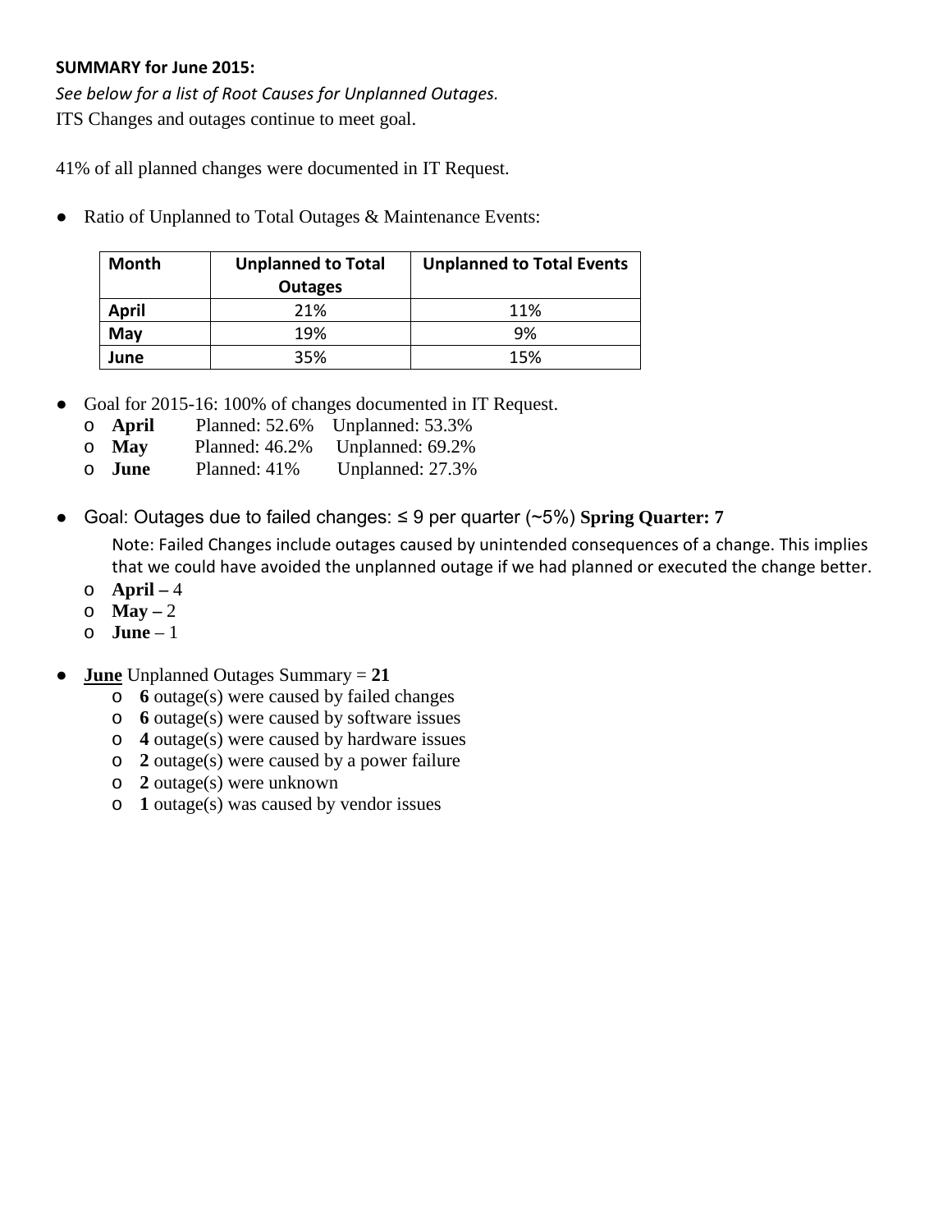**SUMMARY for June 2015:**

*See below for a list of Root Causes for Unplanned Outages.*

ITS Changes and outages continue to meet goal.

41% of all planned changes were documented in IT Request.

- Ratio of Unplanned to Total Outages & Maintenance Events:

| Month | Unplanned to Total Outages | Unplanned to Total Events |
|---|---|---|
| **April** | 21% | 11% |
| **May** | 19% | 9% |
| **June** | 35% | 15% |

- Goal for 2015-16: 100% of changes documented in IT Request.
  - **April** Planned: 52.6% Unplanned: 53.3%
  - **May** Planned: 46.2% Unplanned: 69.2%
  - **June** Planned: 41% Unplanned: 27.3%

- Goal: Outages due to failed changes: ≤ 9 per quarter (~5%) **Spring Quarter: 7**

  Note: Failed Changes include outages caused by unintended consequences of a change. This implies that we could have avoided the unplanned outage if we had planned or executed the change better.
  - **April –** 4
  - **May –** 2
  - **June** – 1

- **<u>June</u>** Unplanned Outages Summary = **21**
  - **6** outage(s) were caused by failed changes
  - **6** outage(s) were caused by software issues
  - **4** outage(s) were caused by hardware issues
  - **2** outage(s) were caused by a power failure
  - **2** outage(s) were unknown
  - **1** outage(s) was caused by vendor issues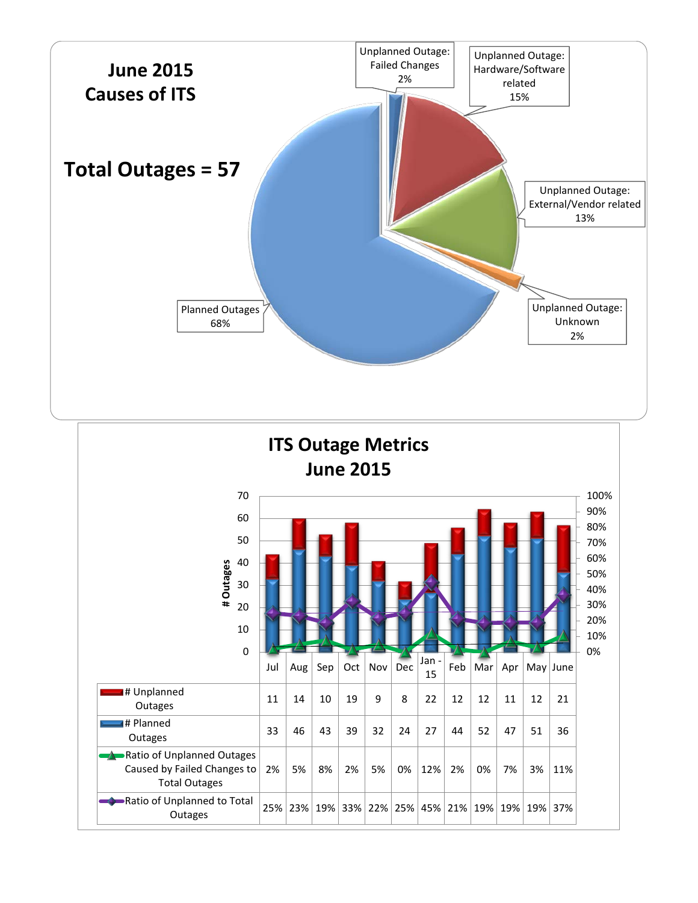## June 2015 Causes of ITS

**Total Outages = 57**

- Unplanned Outage: Failed Changes 2%
- Unplanned Outage: Hardware/Software related 15%
- Unplanned Outage: External/Vendor related 13%
- Unplanned Outage: Unknown 2%
- Planned Outages 68%

## ITS Outage Metrics June 2015

| | Jul | Aug | Sep | Oct | Nov | Dec | Jan - 15 | Feb | Mar | Apr | May | June |
|---|---|---|---|---|---|---|---|---|---|---|---|---|
| # Unplanned Outages | 11 | 14 | 10 | 19 | 9 | 8 | 22 | 12 | 12 | 11 | 12 | 21 |
| # Planned Outages | 33 | 46 | 43 | 39 | 32 | 24 | 27 | 44 | 52 | 47 | 51 | 36 |
| Ratio of Unplanned Outages Caused by Failed Changes to Total Outages | 2% | 5% | 8% | 2% | 5% | 0% | 12% | 2% | 0% | 7% | 3% | 11% |
| Ratio of Unplanned to Total Outages | 25% | 23% | 19% | 33% | 22% | 25% | 45% | 21% | 19% | 19% | 19% | 37% |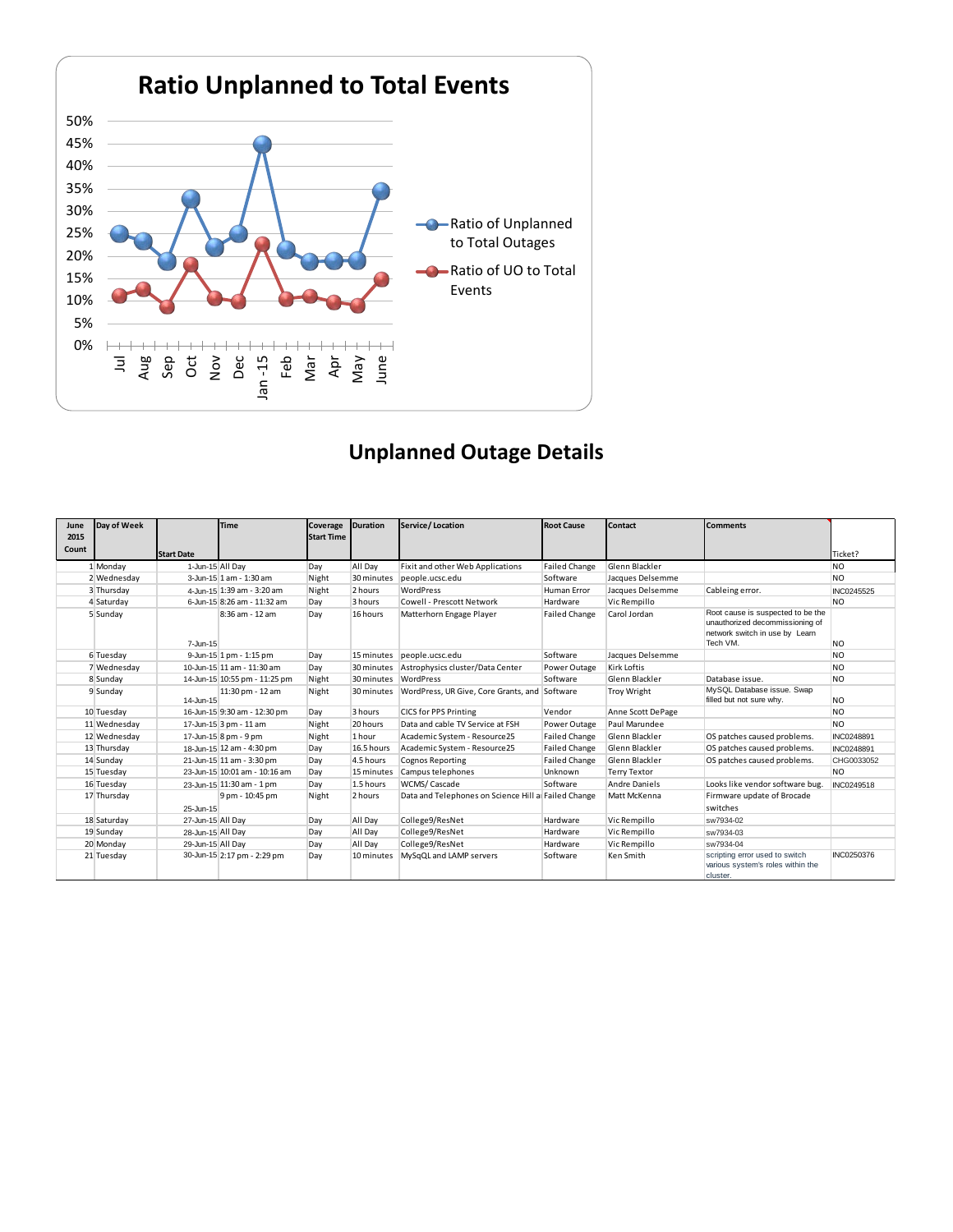Ratio Unplanned to Total Events

50%
45%
40%
35%
30%
25%
20%
15%
10%
5%
0%

Jul
Aug
Sep
Oct
Nov
Dec
Jan -15
Feb
Mar
Apr
May
June

Ratio of Unplanned to Total Outages
Ratio of UO to Total Events

## Unplanned Outage Details

| June 2015 Count | Day of Week | Start Date | Time | Coverage Start Time | Duration | Service/ Location | Root Cause | Contact | Comments | Ticket? |
|---|---|---|---|---|---|---|---|---|---|---|
| 1 | Monday | 1-Jun-15 | All Day | Day | All Day | Fixit and other Web Applications | Failed Change | Glenn Blackler | | NO |
| 2 | Wednesday | 3-Jun-15 | 1 am - 1:30 am | Night | 30 minutes | people.ucsc.edu | Software | Jacques Delsemme | | NO |
| 3 | Thursday | 4-Jun-15 | 1:39 am - 3:20 am | Night | 2 hours | WordPress | Human Error | Jacques Delsemme | Cableing error. | INC0245525 |
| 4 | Saturday | 6-Jun-15 | 8:26 am - 11:32 am | Day | 3 hours | Cowell - Prescott Network | Hardware | Vic Rempillo | | NO |
| 5 | Sunday | 7-Jun-15 | 8:36 am - 12 am | Day | 16 hours | Matterhorn Engage Player | Failed Change | Carol Jordan | Root cause is suspected to be the unauthorized decommissioning of network switch in use by Learn Tech VM. | NO |
| 6 | Tuesday | 9-Jun-15 | 1 pm - 1:15 pm | Day | 15 minutes | people.ucsc.edu | Software | Jacques Delsemme | | NO |
| 7 | Wednesday | 10-Jun-15 | 11 am - 11:30 am | Day | 30 minutes | Astrophysics cluster/Data Center | Power Outage | Kirk Loftis | | NO |
| 8 | Sunday | 14-Jun-15 | 10:55 pm - 11:25 pm | Night | 30 minutes | WordPress | Software | Glenn Blackler | Database issue. | NO |
| 9 | Sunday | 14-Jun-15 | 11:30 pm - 12 am | Night | 30 minutes | WordPress, UR Give, Core Grants, and | Software | Troy Wright | MySQL Database issue. Swap filled but not sure why. | NO |
| 10 | Tuesday | 16-Jun-15 | 9:30 am - 12:30 pm | Day | 3 hours | CICS for PPS Printing | Vendor | Anne Scott DePage | | NO |
| 11 | Wednesday | 17-Jun-15 | 3 pm - 11 am | Night | 20 hours | Data and cable TV Service at FSH | Power Outage | Paul Marundee | | NO |
| 12 | Wednesday | 17-Jun-15 | 8 pm - 9 pm | Night | 1 hour | Academic System - Resource25 | Failed Change | Glenn Blackler | OS patches caused problems. | INC0248891 |
| 13 | Thursday | 18-Jun-15 | 12 am - 4:30 pm | Day | 16.5 hours | Academic System - Resource25 | Failed Change | Glenn Blackler | OS patches caused problems. | INC0248891 |
| 14 | Sunday | 21-Jun-15 | 11 am - 3:30 pm | Day | 4.5 hours | Cognos Reporting | Failed Change | Glenn Blackler | OS patches caused problems. | CHG0033052 |
| 15 | Tuesday | 23-Jun-15 | 10:01 am - 10:16 am | Day | 15 minutes | Campus telephones | Unknown | Terry Textor | | NO |
| 16 | Tuesday | 23-Jun-15 | 11:30 am - 1 pm | Day | 1.5 hours | WCMS/ Cascade | Software | Andre Daniels | Looks like vendor software bug. | INC0249518 |
| 17 | Thursday | 25-Jun-15 | 9 pm - 10:45 pm | Night | 2 hours | Data and Telephones on Science Hill a | Failed Change | Matt McKenna | Firmware update of Brocade switches | |
| 18 | Saturday | 27-Jun-15 | All Day | Day | All Day | College9/ResNet | Hardware | Vic Rempillo | sw7934-02 | |
| 19 | Sunday | 28-Jun-15 | All Day | Day | All Day | College9/ResNet | Hardware | Vic Rempillo | sw7934-03 | |
| 20 | Monday | 29-Jun-15 | All Day | Day | All Day | College9/ResNet | Hardware | Vic Rempillo | sw7934-04 | |
| 21 | Tuesday | 30-Jun-15 | 2:17 pm - 2:29 pm | Day | 10 minutes | MySqQL and LAMP servers | Software | Ken Smith | scripting error used to switch various system's roles within the cluster. | INC0250376 |